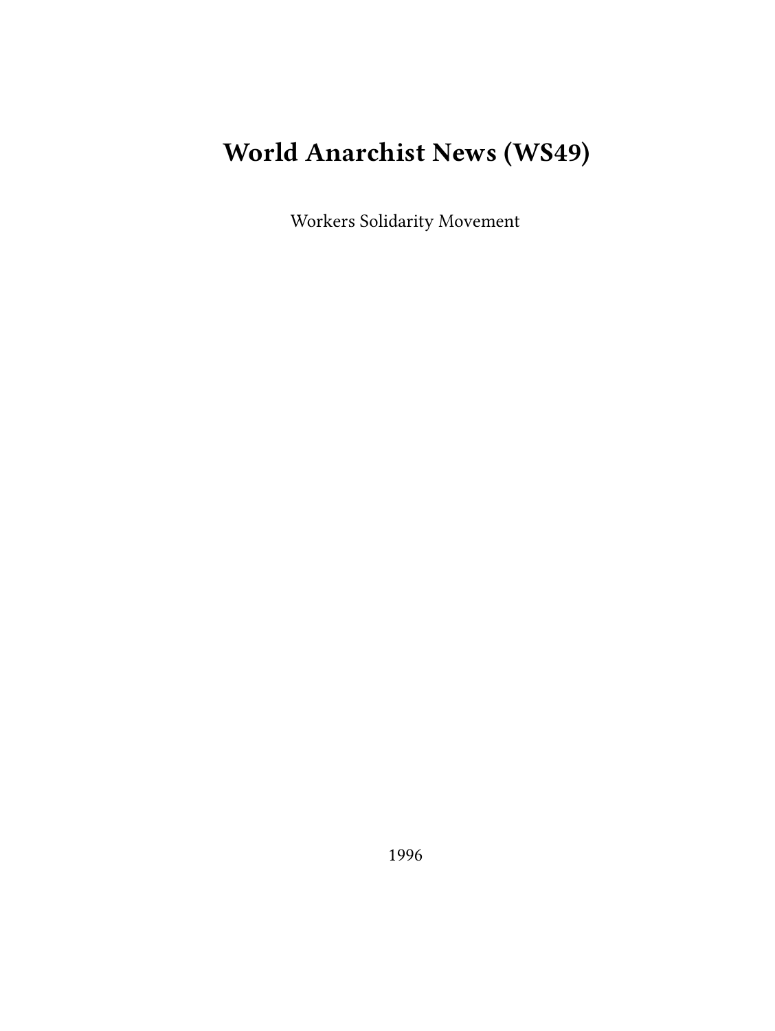# World Anarchist News (WS49)

Workers Solidarity Movement

1996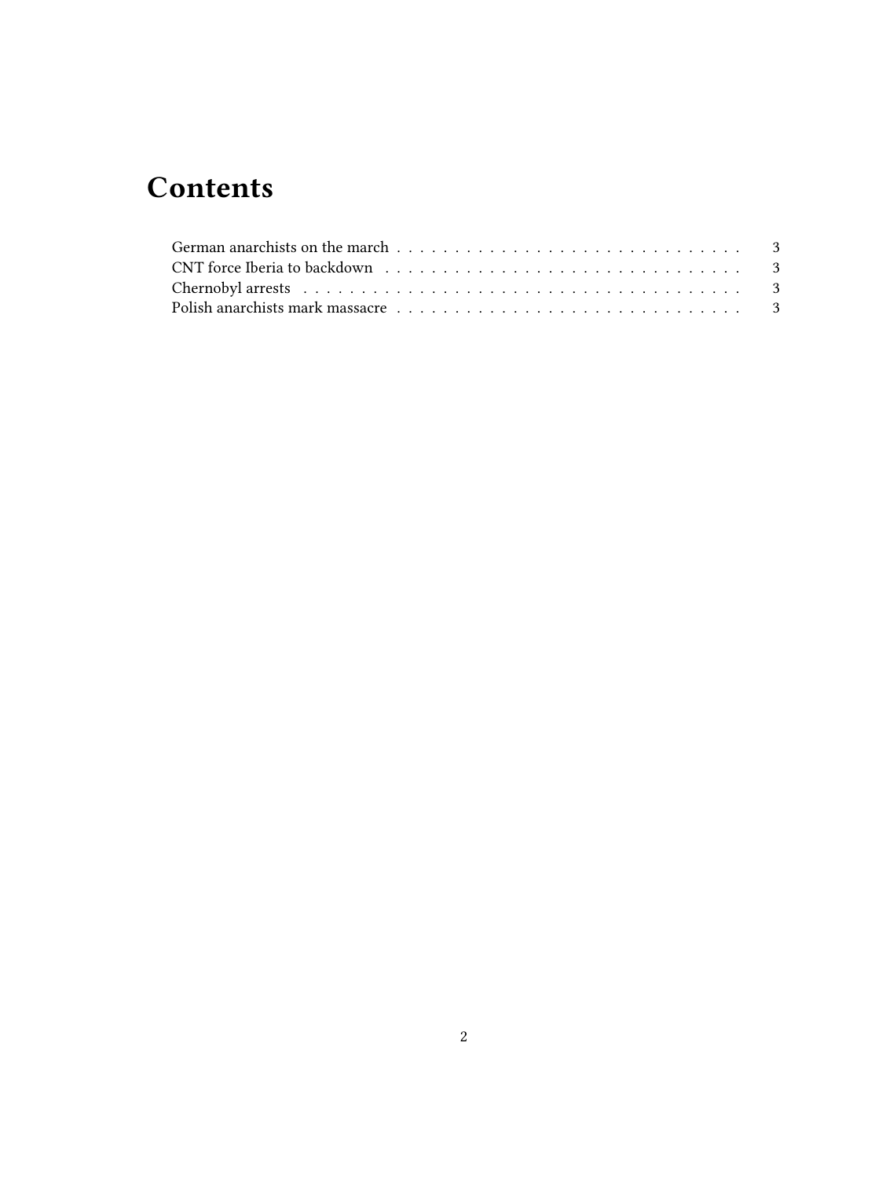# Contents

- German anarchists on the march . . . . . . . . . . . . . . . . . . . . . . . . . . . . . . 3
- CNT force Iberia to backdown . . . . . . . . . . . . . . . . . . . . . . . . . . . . . . 3
- Chernobyl arrests . . . . . . . . . . . . . . . . . . . . . . . . . . . . . . . . . . . . 3
- Polish anarchists mark massacre . . . . . . . . . . . . . . . . . . . . . . . . . . . . . 3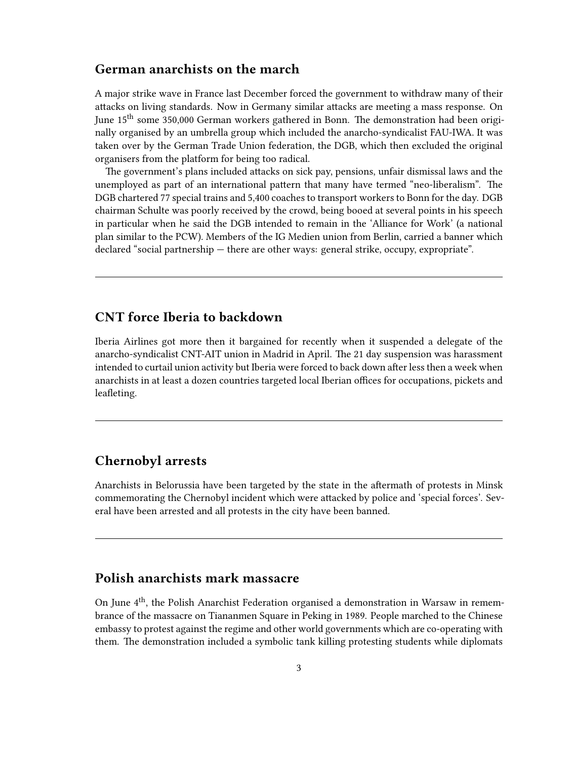## German anarchists on the march

A major strike wave in France last December forced the government to withdraw many of their attacks on living standards. Now in Germany similar attacks are meeting a mass response. On June 15th some 350,000 German workers gathered in Bonn. The demonstration had been originally organised by an umbrella group which included the anarcho-syndicalist FAU-IWA. It was taken over by the German Trade Union federation, the DGB, which then excluded the original organisers from the platform for being too radical.

The government's plans included attacks on sick pay, pensions, unfair dismissal laws and the unemployed as part of an international pattern that many have termed "neo-liberalism". The DGB chartered 77 special trains and 5,400 coaches to transport workers to Bonn for the day. DGB chairman Schulte was poorly received by the crowd, being booed at several points in his speech in particular when he said the DGB intended to remain in the 'Alliance for Work' (a national plan similar to the PCW). Members of the IG Medien union from Berlin, carried a banner which declared "social partnership — there are other ways: general strike, occupy, expropriate".

---

## CNT force Iberia to backdown

Iberia Airlines got more then it bargained for recently when it suspended a delegate of the anarcho-syndicalist CNT-AIT union in Madrid in April. The 21 day suspension was harassment intended to curtail union activity but Iberia were forced to back down after less then a week when anarchists in at least a dozen countries targeted local Iberian offices for occupations, pickets and leafleting.

---

## Chernobyl arrests

Anarchists in Belorussia have been targeted by the state in the aftermath of protests in Minsk commemorating the Chernobyl incident which were attacked by police and 'special forces'. Several have been arrested and all protests in the city have been banned.

---

## Polish anarchists mark massacre

On June 4th, the Polish Anarchist Federation organised a demonstration in Warsaw in remembrance of the massacre on Tiananmen Square in Peking in 1989. People marched to the Chinese embassy to protest against the regime and other world governments which are co-operating with them. The demonstration included a symbolic tank killing protesting students while diplomats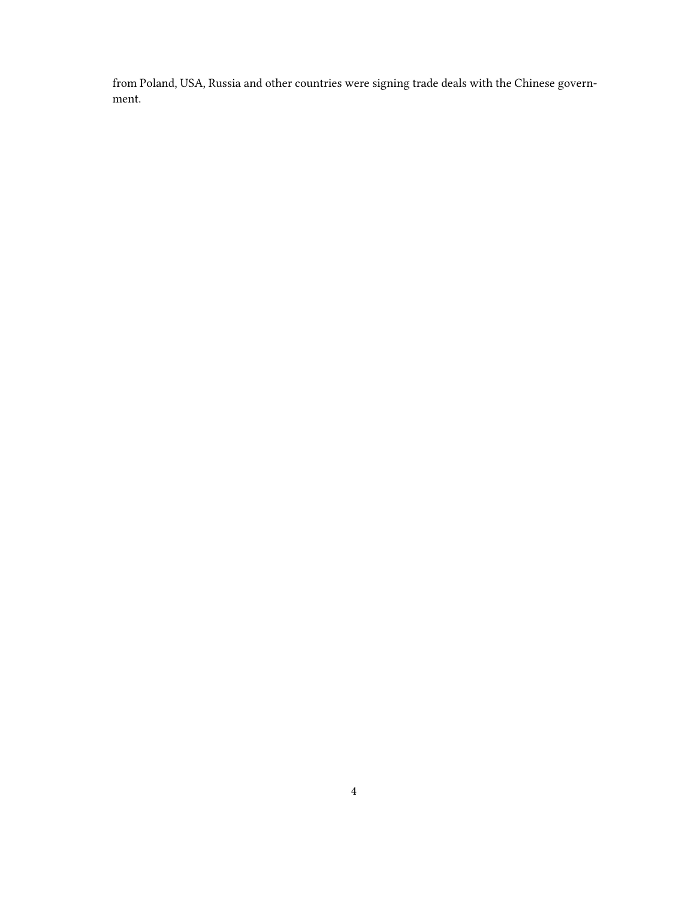from Poland, USA, Russia and other countries were signing trade deals with the Chinese government.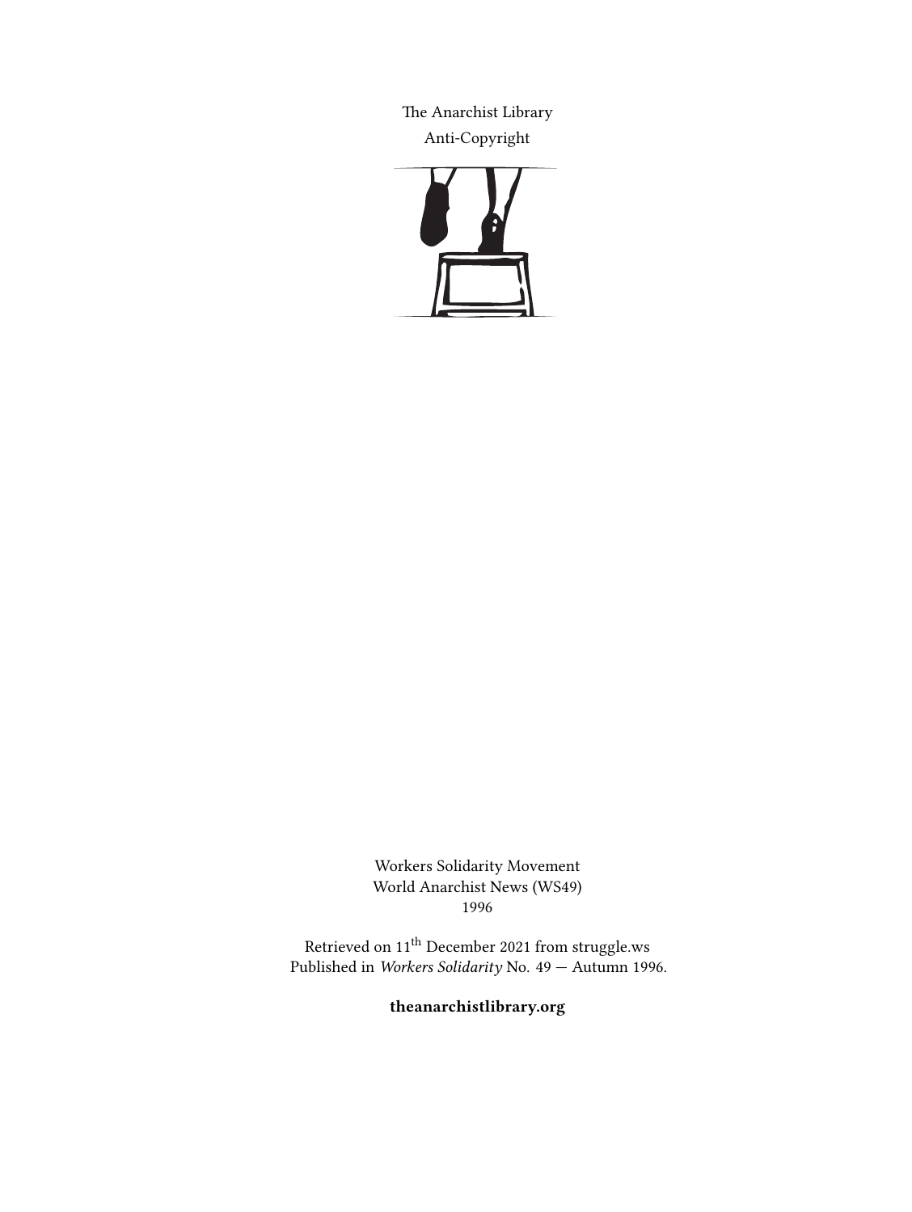The Anarchist Library
Anti-Copyright

Workers Solidarity Movement
World Anarchist News (WS49)
1996

Retrieved on 11th December 2021 from struggle.ws
Published in *Workers Solidarity* No. 49 — Autumn 1996.

**theanarchistlibrary.org**